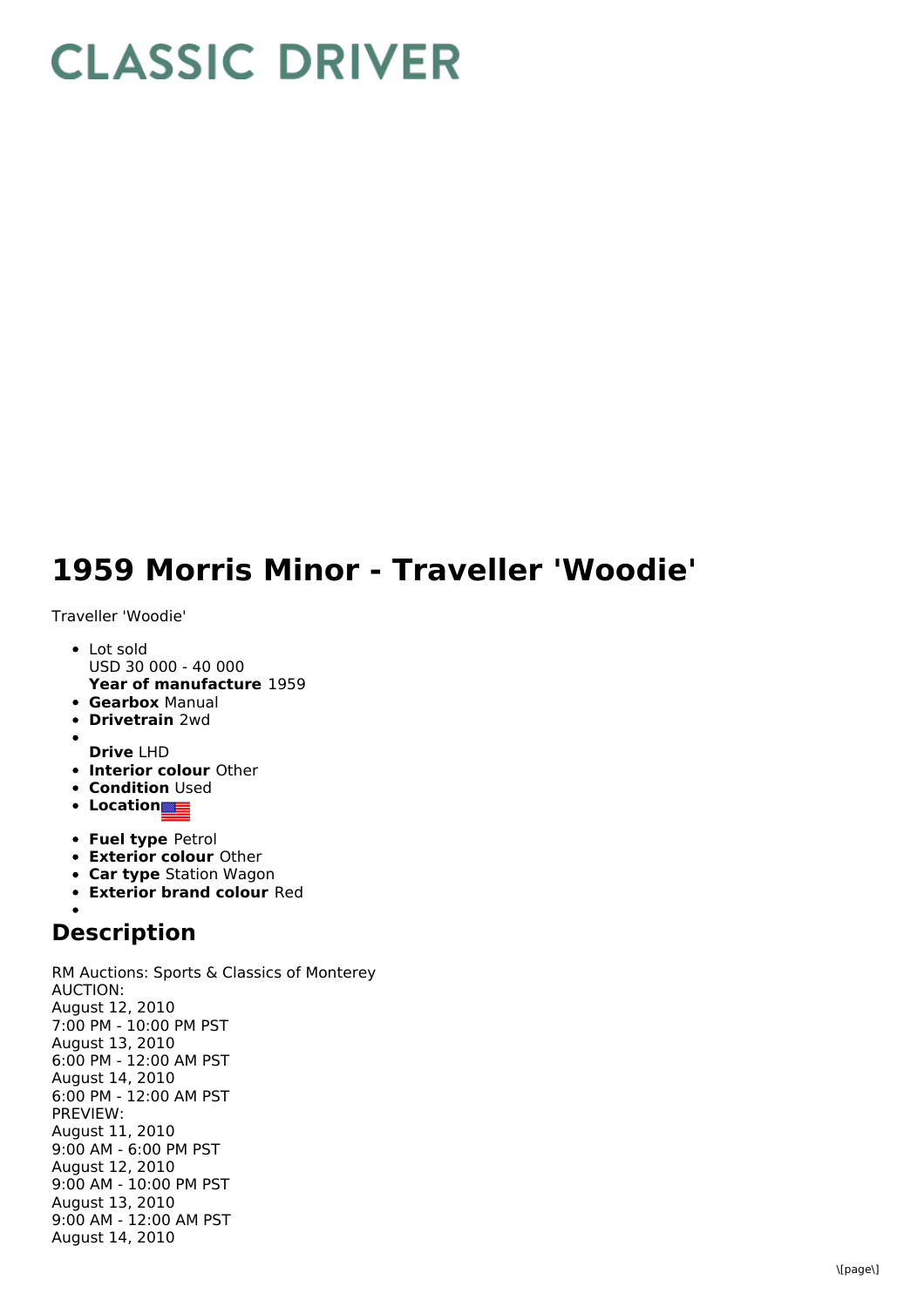# CLASSIC DRIVER

# 1959 Morris Minor - Traveller 'Woodie'

Traveller 'Woodie'

- Lot sold
  USD 30 000 - 40 000
  **Year of manufacture** 1959
- **Gearbox** Manual
- **Drivetrain** 2wd
- 
  **Drive** LHD
- **Interior colour** Other
- **Condition** Used
- **Location**
- **Fuel type** Petrol
- **Exterior colour** Other
- **Car type** Station Wagon
- **Exterior brand colour** Red
- 

## Description

RM Auctions: Sports & Classics of Monterey
AUCTION:
August 12, 2010
7:00 PM - 10:00 PM PST
August 13, 2010
6:00 PM - 12:00 AM PST
August 14, 2010
6:00 PM - 12:00 AM PST
PREVIEW:
August 11, 2010
9:00 AM - 6:00 PM PST
August 12, 2010
9:00 AM - 10:00 PM PST
August 13, 2010
9:00 AM - 12:00 AM PST
August 14, 2010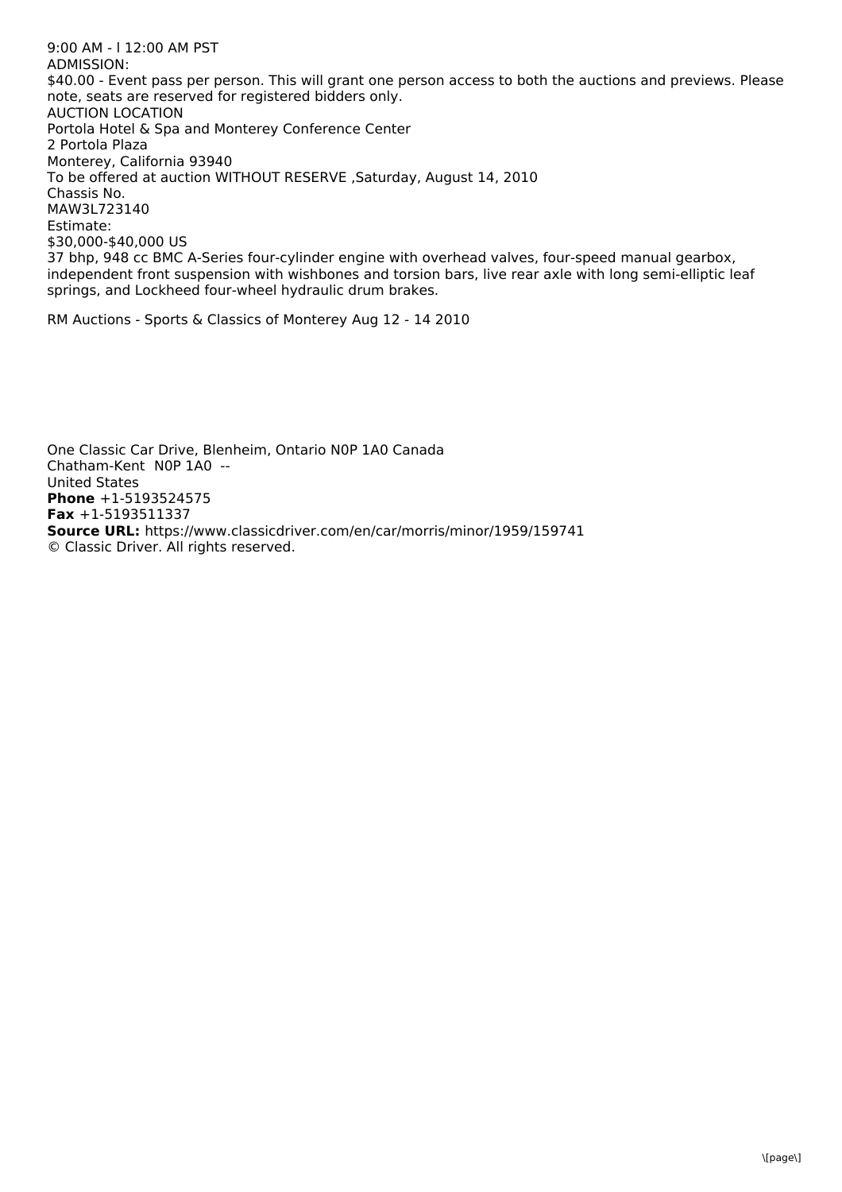9:00 AM - l 12:00 AM PST
ADMISSION:
$40.00 - Event pass per person. This will grant one person access to both the auctions and previews. Please note, seats are reserved for registered bidders only.
AUCTION LOCATION
Portola Hotel & Spa and Monterey Conference Center
2 Portola Plaza
Monterey, California 93940
To be offered at auction WITHOUT RESERVE ,Saturday, August 14, 2010
Chassis No.
MAW3L723140
Estimate:
$30,000-$40,000 US
37 bhp, 948 cc BMC A-Series four-cylinder engine with overhead valves, four-speed manual gearbox, independent front suspension with wishbones and torsion bars, live rear axle with long semi-elliptic leaf springs, and Lockheed four-wheel hydraulic drum brakes.

RM Auctions - Sports & Classics of Monterey Aug 12 - 14 2010

One Classic Car Drive, Blenheim, Ontario N0P 1A0 Canada
Chatham-Kent N0P 1A0 --
United States
**Phone** +1-5193524575
**Fax** +1-5193511337
**Source URL:** https://www.classicdriver.com/en/car/morris/minor/1959/159741
© Classic Driver. All rights reserved.